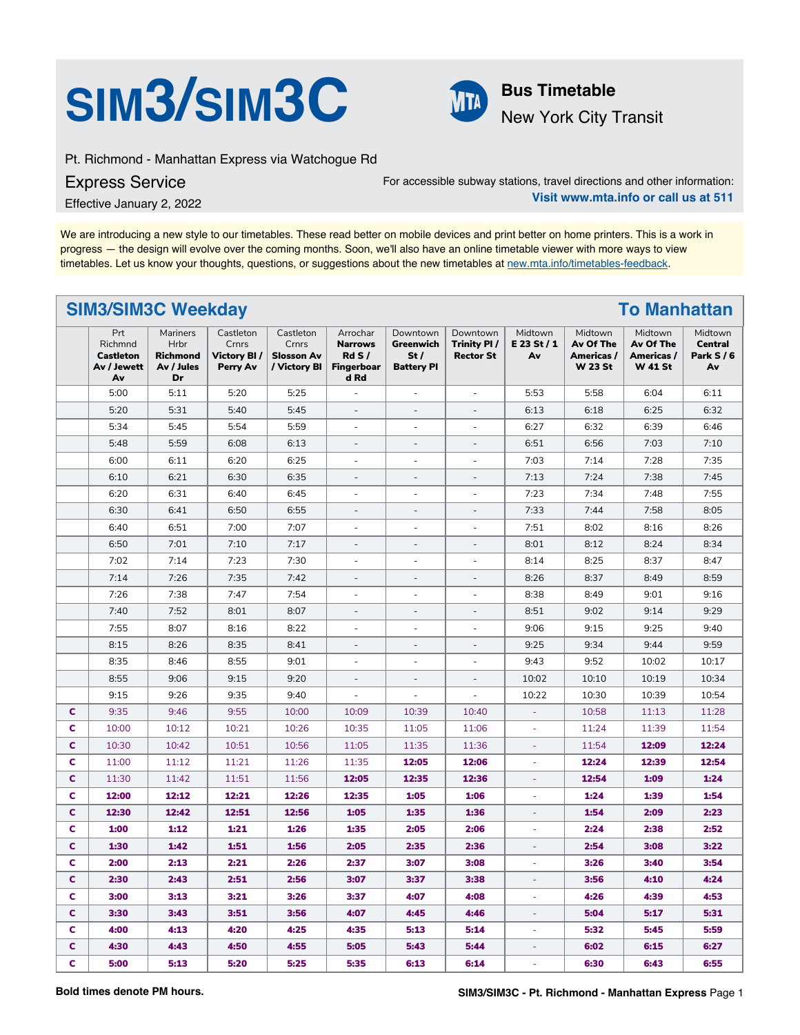# SIM3/SIM3C

**Bus Timetable**

New York City Transit

Pt. Richmond - Manhattan Express via Watchogue Rd

Express Service

Effective January 2, 2022

For accessible subway stations, travel directions and other information:
**Visit www.mta.info or call us at 511**

We are introducing a new style to our timetables. These read better on mobile devices and print better on home printers. This is a work in progress — the design will evolve over the coming months. Soon, we'll also have an online timetable viewer with more ways to view timetables. Let us know your thoughts, questions, or suggestions about the new timetables at new.mta.info/timetables-feedback.

## SIM3/SIM3C Weekday — To Manhattan

| | Prt Richmnd **Castleton Av / Jewett Av** | Mariners Hrbr **Richmond Av / Jules Dr** | Castleton Crnrs **Victory Bl / Perry Av** | Castleton Crnrs **Slosson Av / Victory Bl** | Arrochar **Narrows Rd S / Fingerboard Rd** | Downtown **Greenwich St / Battery Pl** | Downtown **Trinity Pl / Rector St** | Midtown **E 23 St / 1 Av** | Midtown **Av Of The Americas / W 23 St** | Midtown **Av Of The Americas / W 41 St** | Midtown **Central Park S / 6 Av** |
|---|---|---|---|---|---|---|---|---|---|---|---|
| | 5:00 | 5:11 | 5:20 | 5:25 | - | - | - | 5:53 | 5:58 | 6:04 | 6:11 |
| | 5:20 | 5:31 | 5:40 | 5:45 | - | - | - | 6:13 | 6:18 | 6:25 | 6:32 |
| | 5:34 | 5:45 | 5:54 | 5:59 | - | - | - | 6:27 | 6:32 | 6:39 | 6:46 |
| | 5:48 | 5:59 | 6:08 | 6:13 | - | - | - | 6:51 | 6:56 | 7:03 | 7:10 |
| | 6:00 | 6:11 | 6:20 | 6:25 | - | - | - | 7:03 | 7:14 | 7:28 | 7:35 |
| | 6:10 | 6:21 | 6:30 | 6:35 | - | - | - | 7:13 | 7:24 | 7:38 | 7:45 |
| | 6:20 | 6:31 | 6:40 | 6:45 | - | - | - | 7:23 | 7:34 | 7:48 | 7:55 |
| | 6:30 | 6:41 | 6:50 | 6:55 | - | - | - | 7:33 | 7:44 | 7:58 | 8:05 |
| | 6:40 | 6:51 | 7:00 | 7:07 | - | - | - | 7:51 | 8:02 | 8:16 | 8:26 |
| | 6:50 | 7:01 | 7:10 | 7:17 | - | - | - | 8:01 | 8:12 | 8:24 | 8:34 |
| | 7:02 | 7:14 | 7:23 | 7:30 | - | - | - | 8:14 | 8:25 | 8:37 | 8:47 |
| | 7:14 | 7:26 | 7:35 | 7:42 | - | - | - | 8:26 | 8:37 | 8:49 | 8:59 |
| | 7:26 | 7:38 | 7:47 | 7:54 | - | - | - | 8:38 | 8:49 | 9:01 | 9:16 |
| | 7:40 | 7:52 | 8:01 | 8:07 | - | - | - | 8:51 | 9:02 | 9:14 | 9:29 |
| | 7:55 | 8:07 | 8:16 | 8:22 | - | - | - | 9:06 | 9:15 | 9:25 | 9:40 |
| | 8:15 | 8:26 | 8:35 | 8:41 | - | - | - | 9:25 | 9:34 | 9:44 | 9:59 |
| | 8:35 | 8:46 | 8:55 | 9:01 | - | - | - | 9:43 | 9:52 | 10:02 | 10:17 |
| | 8:55 | 9:06 | 9:15 | 9:20 | - | - | - | 10:02 | 10:10 | 10:19 | 10:34 |
| | 9:15 | 9:26 | 9:35 | 9:40 | - | - | - | 10:22 | 10:30 | 10:39 | 10:54 |
| C | 9:35 | 9:46 | 9:55 | 10:00 | 10:09 | 10:39 | 10:40 | - | 10:58 | 11:13 | 11:28 |
| C | 10:00 | 10:12 | 10:21 | 10:26 | 10:35 | 11:05 | 11:06 | - | 11:24 | 11:39 | 11:54 |
| C | 10:30 | 10:42 | 10:51 | 10:56 | 11:05 | 11:35 | 11:36 | - | 11:54 | **12:09** | **12:24** |
| C | 11:00 | 11:12 | 11:21 | 11:26 | 11:35 | **12:05** | **12:06** | - | **12:24** | **12:39** | **12:54** |
| C | 11:30 | 11:42 | 11:51 | 11:56 | **12:05** | **12:35** | **12:36** | - | **12:54** | **1:09** | **1:24** |
| C | **12:00** | **12:12** | **12:21** | **12:26** | **12:35** | **1:05** | **1:06** | - | **1:24** | **1:39** | **1:54** |
| C | **12:30** | **12:42** | **12:51** | **12:56** | **1:05** | **1:35** | **1:36** | - | **1:54** | **2:09** | **2:23** |
| C | **1:00** | **1:12** | **1:21** | **1:26** | **1:35** | **2:05** | **2:06** | - | **2:24** | **2:38** | **2:52** |
| C | **1:30** | **1:42** | **1:51** | **1:56** | **2:05** | **2:35** | **2:36** | - | **2:54** | **3:08** | **3:22** |
| C | **2:00** | **2:13** | **2:21** | **2:26** | **2:37** | **3:07** | **3:08** | - | **3:26** | **3:40** | **3:54** |
| C | **2:30** | **2:43** | **2:51** | **2:56** | **3:07** | **3:37** | **3:38** | - | **3:56** | **4:10** | **4:24** |
| C | **3:00** | **3:13** | **3:21** | **3:26** | **3:37** | **4:07** | **4:08** | - | **4:26** | **4:39** | **4:53** |
| C | **3:30** | **3:43** | **3:51** | **3:56** | **4:07** | **4:45** | **4:46** | - | **5:04** | **5:17** | **5:31** |
| C | **4:00** | **4:13** | **4:20** | **4:25** | **4:35** | **5:13** | **5:14** | - | **5:32** | **5:45** | **5:59** |
| C | **4:30** | **4:43** | **4:50** | **4:55** | **5:05** | **5:43** | **5:44** | - | **6:02** | **6:15** | **6:27** |
| C | **5:00** | **5:13** | **5:20** | **5:25** | **5:35** | **6:13** | **6:14** | - | **6:30** | **6:43** | **6:55** |

**Bold times denote PM hours.**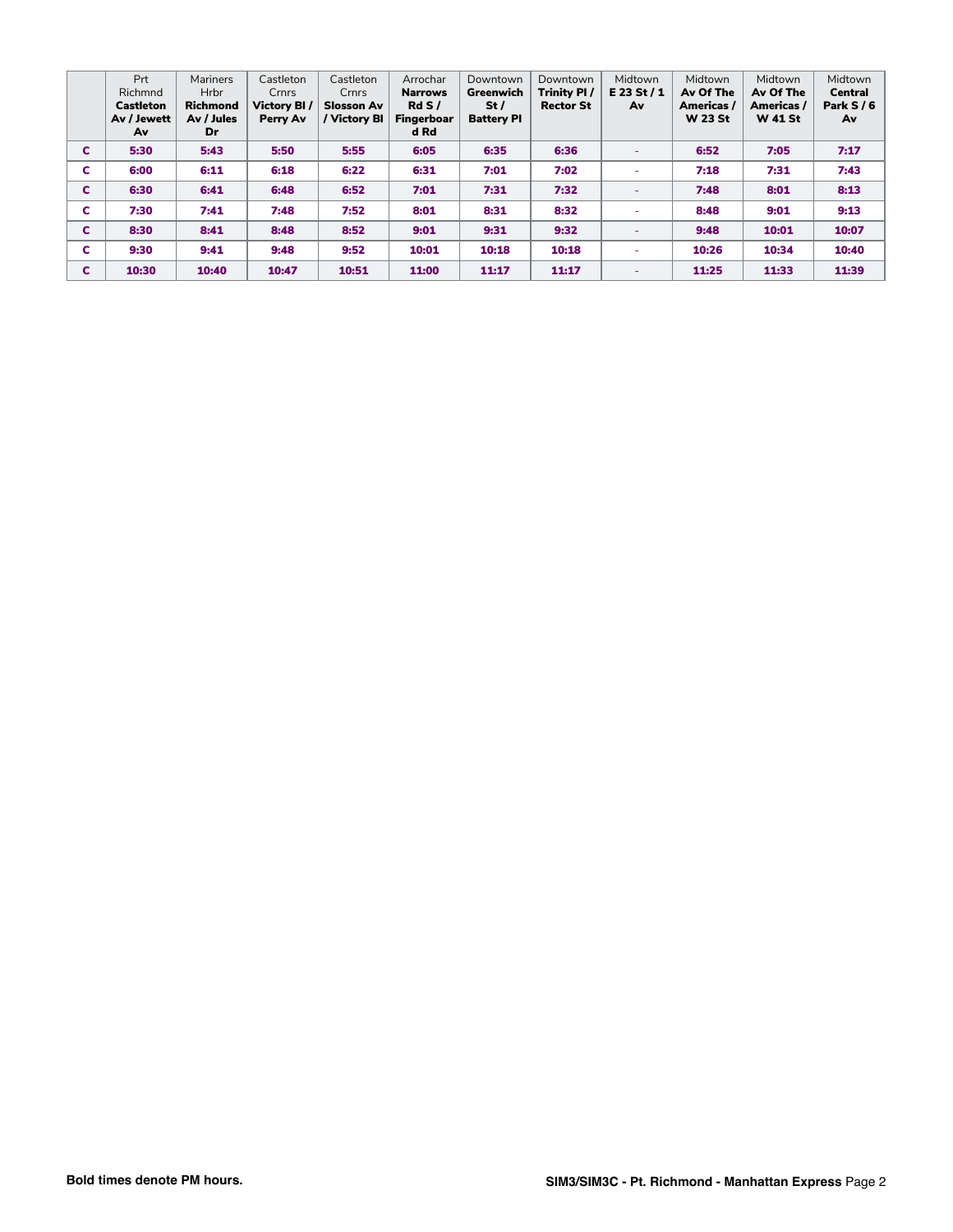| | Prt Richmnd **Castleton Av / Jewett Av** | Mariners Hrbr **Richmond Av / Jules Dr** | Castleton Crnrs **Victory Bl / Perry Av** | Castleton Crnrs **Slosson Av / Victory Bl** | Arrochar **Narrows Rd S / Fingerboard Rd** | Downtown **Greenwich St / Battery Pl** | Downtown **Trinity Pl / Rector St** | Midtown **E 23 St / 1 Av** | Midtown **Av Of The Americas / W 23 St** | Midtown **Av Of The Americas / W 41 St** | Midtown **Central Park S / 6 Av** |
|---|---|---|---|---|---|---|---|---|---|---|---|
| C | **5:30** | **5:43** | **5:50** | **5:55** | **6:05** | **6:35** | **6:36** | - | **6:52** | **7:05** | **7:17** |
| C | **6:00** | **6:11** | **6:18** | **6:22** | **6:31** | **7:01** | **7:02** | - | **7:18** | **7:31** | **7:43** |
| C | **6:30** | **6:41** | **6:48** | **6:52** | **7:01** | **7:31** | **7:32** | - | **7:48** | **8:01** | **8:13** |
| C | **7:30** | **7:41** | **7:48** | **7:52** | **8:01** | **8:31** | **8:32** | - | **8:48** | **9:01** | **9:13** |
| C | **8:30** | **8:41** | **8:48** | **8:52** | **9:01** | **9:31** | **9:32** | - | **9:48** | **10:01** | **10:07** |
| C | **9:30** | **9:41** | **9:48** | **9:52** | **10:01** | **10:18** | **10:18** | - | **10:26** | **10:34** | **10:40** |
| C | **10:30** | **10:40** | **10:47** | **10:51** | **11:00** | **11:17** | **11:17** | - | **11:25** | **11:33** | **11:39** |

**Bold times denote PM hours.**

**SIM3/SIM3C - Pt. Richmond - Manhattan Express**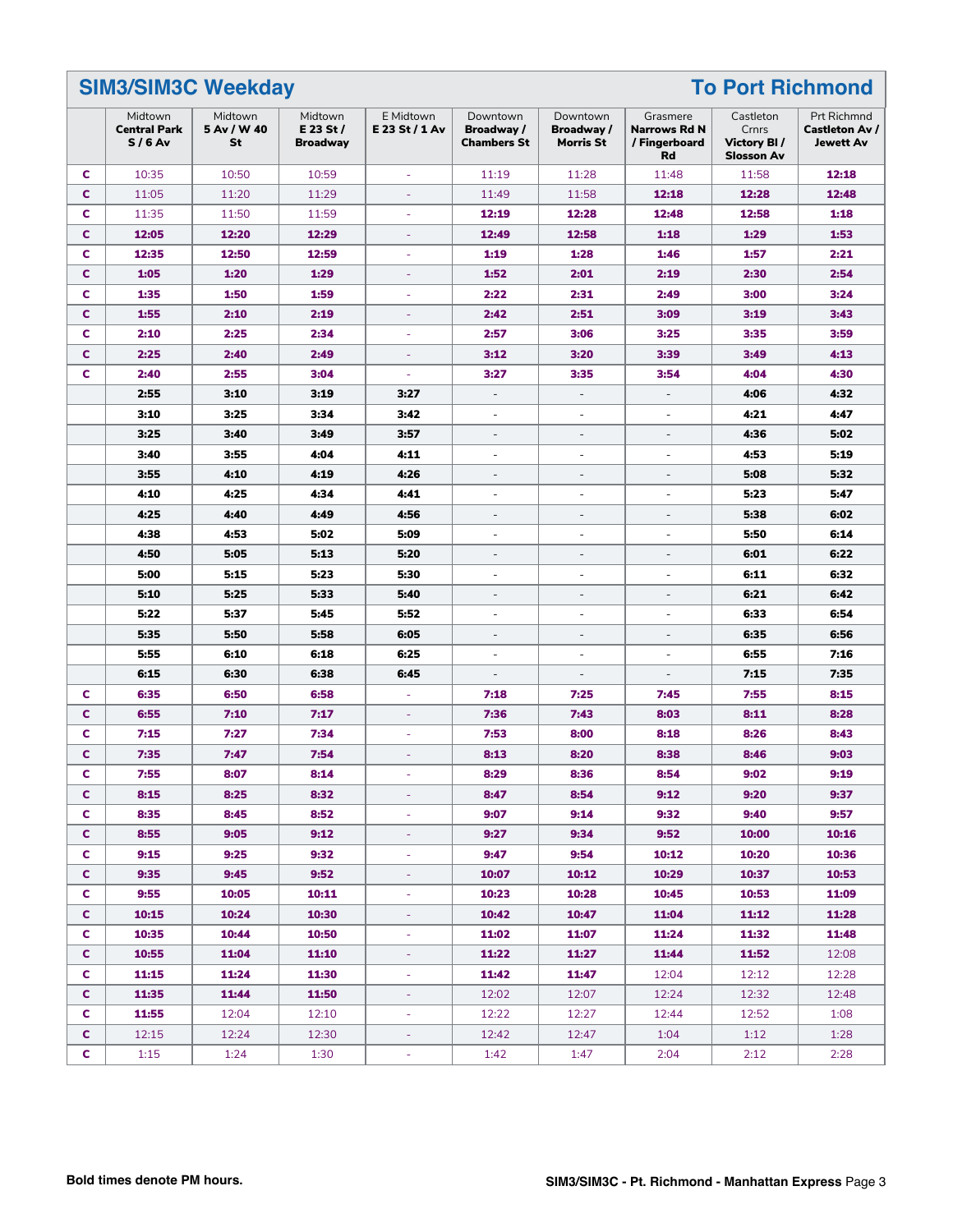# SIM3/SIM3C Weekday

## To Port Richmond

| | Midtown **Central Park S / 6 Av** | Midtown **5 Av / W 40 St** | Midtown **E 23 St / Broadway** | E Midtown **E 23 St / 1 Av** | Downtown **Broadway / Chambers St** | Downtown **Broadway / Morris St** | Grasmere **Narrows Rd N / Fingerboard Rd** | Castleton Crnrs **Victory Bl / Slosson Av** | Prt Richmnd **Castleton Av / Jewett Av** |
|---|---|---|---|---|---|---|---|---|---|
| C | 10:35 | 10:50 | 10:59 | - | 11:19 | 11:28 | 11:48 | 11:58 | **12:18** |
| C | 11:05 | 11:20 | 11:29 | - | 11:49 | 11:58 | **12:18** | **12:28** | **12:48** |
| C | 11:35 | 11:50 | 11:59 | - | **12:19** | **12:28** | **12:48** | **12:58** | **1:18** |
| C | **12:05** | **12:20** | **12:29** | - | **12:49** | **12:58** | **1:18** | **1:29** | **1:53** |
| C | **12:35** | **12:50** | **12:59** | - | **1:19** | **1:28** | **1:46** | **1:57** | **2:21** |
| C | **1:05** | **1:20** | **1:29** | - | **1:52** | **2:01** | **2:19** | **2:30** | **2:54** |
| C | **1:35** | **1:50** | **1:59** | - | **2:22** | **2:31** | **2:49** | **3:00** | **3:24** |
| C | **1:55** | **2:10** | **2:19** | - | **2:42** | **2:51** | **3:09** | **3:19** | **3:43** |
| C | **2:10** | **2:25** | **2:34** | - | **2:57** | **3:06** | **3:25** | **3:35** | **3:59** |
| C | **2:25** | **2:40** | **2:49** | - | **3:12** | **3:20** | **3:39** | **3:49** | **4:13** |
| C | **2:40** | **2:55** | **3:04** | - | **3:27** | **3:35** | **3:54** | **4:04** | **4:30** |
| | **2:55** | **3:10** | **3:19** | **3:27** | - | - | - | **4:06** | **4:32** |
| | **3:10** | **3:25** | **3:34** | **3:42** | - | - | - | **4:21** | **4:47** |
| | **3:25** | **3:40** | **3:49** | **3:57** | - | - | - | **4:36** | **5:02** |
| | **3:40** | **3:55** | **4:04** | **4:11** | - | - | - | **4:53** | **5:19** |
| | **3:55** | **4:10** | **4:19** | **4:26** | - | - | - | **5:08** | **5:32** |
| | **4:10** | **4:25** | **4:34** | **4:41** | - | - | - | **5:23** | **5:47** |
| | **4:25** | **4:40** | **4:49** | **4:56** | - | - | - | **5:38** | **6:02** |
| | **4:38** | **4:53** | **5:02** | **5:09** | - | - | - | **5:50** | **6:14** |
| | **4:50** | **5:05** | **5:13** | **5:20** | - | - | - | **6:01** | **6:22** |
| | **5:00** | **5:15** | **5:23** | **5:30** | - | - | - | **6:11** | **6:32** |
| | **5:10** | **5:25** | **5:33** | **5:40** | - | - | - | **6:21** | **6:42** |
| | **5:22** | **5:37** | **5:45** | **5:52** | - | - | - | **6:33** | **6:54** |
| | **5:35** | **5:50** | **5:58** | **6:05** | - | - | - | **6:35** | **6:56** |
| | **5:55** | **6:10** | **6:18** | **6:25** | - | - | - | **6:55** | **7:16** |
| | **6:15** | **6:30** | **6:38** | **6:45** | - | - | - | **7:15** | **7:35** |
| C | **6:35** | **6:50** | **6:58** | - | **7:18** | **7:25** | **7:45** | **7:55** | **8:15** |
| C | **6:55** | **7:10** | **7:17** | - | **7:36** | **7:43** | **8:03** | **8:11** | **8:28** |
| C | **7:15** | **7:27** | **7:34** | - | **7:53** | **8:00** | **8:18** | **8:26** | **8:43** |
| C | **7:35** | **7:47** | **7:54** | - | **8:13** | **8:20** | **8:38** | **8:46** | **9:03** |
| C | **7:55** | **8:07** | **8:14** | - | **8:29** | **8:36** | **8:54** | **9:02** | **9:19** |
| C | **8:15** | **8:25** | **8:32** | - | **8:47** | **8:54** | **9:12** | **9:20** | **9:37** |
| C | **8:35** | **8:45** | **8:52** | - | **9:07** | **9:14** | **9:32** | **9:40** | **9:57** |
| C | **8:55** | **9:05** | **9:12** | - | **9:27** | **9:34** | **9:52** | **10:00** | **10:16** |
| C | **9:15** | **9:25** | **9:32** | - | **9:47** | **9:54** | **10:12** | **10:20** | **10:36** |
| C | **9:35** | **9:45** | **9:52** | - | **10:07** | **10:12** | **10:29** | **10:37** | **10:53** |
| C | **9:55** | **10:05** | **10:11** | - | **10:23** | **10:28** | **10:45** | **10:53** | **11:09** |
| C | **10:15** | **10:24** | **10:30** | - | **10:42** | **10:47** | **11:04** | **11:12** | **11:28** |
| C | **10:35** | **10:44** | **10:50** | - | **11:02** | **11:07** | **11:24** | **11:32** | **11:48** |
| C | **10:55** | **11:04** | **11:10** | - | **11:22** | **11:27** | **11:44** | **11:52** | 12:08 |
| C | **11:15** | **11:24** | **11:30** | - | **11:42** | **11:47** | 12:04 | 12:12 | 12:28 |
| C | **11:35** | **11:44** | **11:50** | - | 12:02 | 12:07 | 12:24 | 12:32 | 12:48 |
| C | **11:55** | 12:04 | 12:10 | - | 12:22 | 12:27 | 12:44 | 12:52 | 1:08 |
| C | 12:15 | 12:24 | 12:30 | - | 12:42 | 12:47 | 1:04 | 1:12 | 1:28 |
| C | 1:15 | 1:24 | 1:30 | - | 1:42 | 1:47 | 2:04 | 2:12 | 2:28 |

**Bold times denote PM hours.**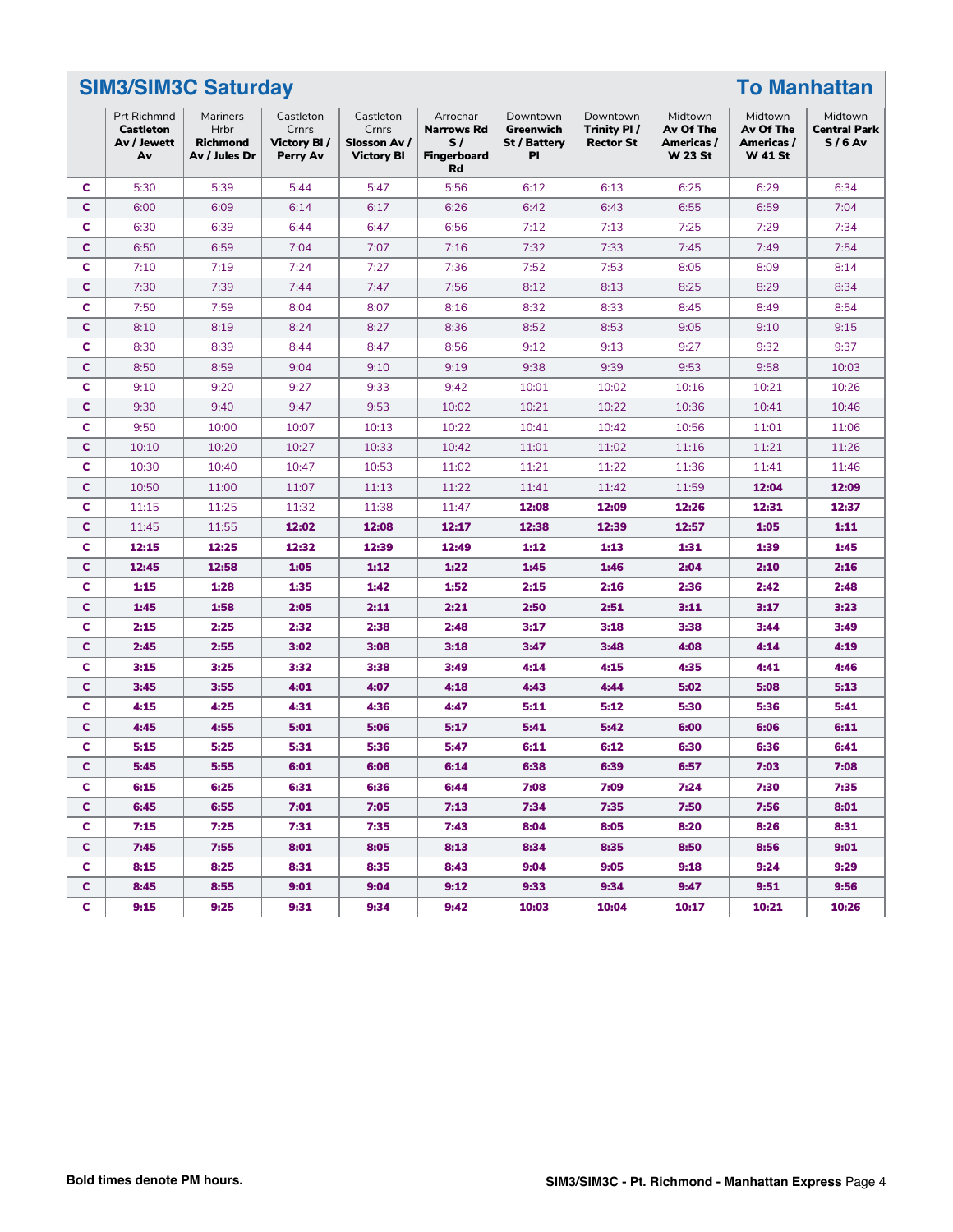## SIM3/SIM3C Saturday — To Manhattan

| | Prt Richmnd **Castleton Av / Jewett Av** | Mariners Hrbr **Richmond Av / Jules Dr** | Castleton Crnrs **Victory Bl / Perry Av** | Castleton Crnrs **Slosson Av / Victory Bl** | Arrochar **Narrows Rd S / Fingerboard Rd** | Downtown **Greenwich St / Battery Pl** | Downtown **Trinity Pl / Rector St** | Midtown **Av Of The Americas / W 23 St** | Midtown **Av Of The Americas / W 41 St** | Midtown **Central Park S / 6 Av** |
|---|---|---|---|---|---|---|---|---|---|---|
| C | 5:30 | 5:39 | 5:44 | 5:47 | 5:56 | 6:12 | 6:13 | 6:25 | 6:29 | 6:34 |
| C | 6:00 | 6:09 | 6:14 | 6:17 | 6:26 | 6:42 | 6:43 | 6:55 | 6:59 | 7:04 |
| C | 6:30 | 6:39 | 6:44 | 6:47 | 6:56 | 7:12 | 7:13 | 7:25 | 7:29 | 7:34 |
| C | 6:50 | 6:59 | 7:04 | 7:07 | 7:16 | 7:32 | 7:33 | 7:45 | 7:49 | 7:54 |
| C | 7:10 | 7:19 | 7:24 | 7:27 | 7:36 | 7:52 | 7:53 | 8:05 | 8:09 | 8:14 |
| C | 7:30 | 7:39 | 7:44 | 7:47 | 7:56 | 8:12 | 8:13 | 8:25 | 8:29 | 8:34 |
| C | 7:50 | 7:59 | 8:04 | 8:07 | 8:16 | 8:32 | 8:33 | 8:45 | 8:49 | 8:54 |
| C | 8:10 | 8:19 | 8:24 | 8:27 | 8:36 | 8:52 | 8:53 | 9:05 | 9:10 | 9:15 |
| C | 8:30 | 8:39 | 8:44 | 8:47 | 8:56 | 9:12 | 9:13 | 9:27 | 9:32 | 9:37 |
| C | 8:50 | 8:59 | 9:04 | 9:10 | 9:19 | 9:38 | 9:39 | 9:53 | 9:58 | 10:03 |
| C | 9:10 | 9:20 | 9:27 | 9:33 | 9:42 | 10:01 | 10:02 | 10:16 | 10:21 | 10:26 |
| C | 9:30 | 9:40 | 9:47 | 9:53 | 10:02 | 10:21 | 10:22 | 10:36 | 10:41 | 10:46 |
| C | 9:50 | 10:00 | 10:07 | 10:13 | 10:22 | 10:41 | 10:42 | 10:56 | 11:01 | 11:06 |
| C | 10:10 | 10:20 | 10:27 | 10:33 | 10:42 | 11:01 | 11:02 | 11:16 | 11:21 | 11:26 |
| C | 10:30 | 10:40 | 10:47 | 10:53 | 11:02 | 11:21 | 11:22 | 11:36 | 11:41 | 11:46 |
| C | 10:50 | 11:00 | 11:07 | 11:13 | 11:22 | 11:41 | 11:42 | 11:59 | **12:04** | **12:09** |
| C | 11:15 | 11:25 | 11:32 | 11:38 | 11:47 | **12:08** | **12:09** | **12:26** | **12:31** | **12:37** |
| C | 11:45 | 11:55 | **12:02** | **12:08** | **12:17** | **12:38** | **12:39** | **12:57** | **1:05** | **1:11** |
| C | **12:15** | **12:25** | **12:32** | **12:39** | **12:49** | **1:12** | **1:13** | **1:31** | **1:39** | **1:45** |
| C | **12:45** | **12:58** | **1:05** | **1:12** | **1:22** | **1:45** | **1:46** | **2:04** | **2:10** | **2:16** |
| C | **1:15** | **1:28** | **1:35** | **1:42** | **1:52** | **2:15** | **2:16** | **2:36** | **2:42** | **2:48** |
| C | **1:45** | **1:58** | **2:05** | **2:11** | **2:21** | **2:50** | **2:51** | **3:11** | **3:17** | **3:23** |
| C | **2:15** | **2:25** | **2:32** | **2:38** | **2:48** | **3:17** | **3:18** | **3:38** | **3:44** | **3:49** |
| C | **2:45** | **2:55** | **3:02** | **3:08** | **3:18** | **3:47** | **3:48** | **4:08** | **4:14** | **4:19** |
| C | **3:15** | **3:25** | **3:32** | **3:38** | **3:49** | **4:14** | **4:15** | **4:35** | **4:41** | **4:46** |
| C | **3:45** | **3:55** | **4:01** | **4:07** | **4:18** | **4:43** | **4:44** | **5:02** | **5:08** | **5:13** |
| C | **4:15** | **4:25** | **4:31** | **4:36** | **4:47** | **5:11** | **5:12** | **5:30** | **5:36** | **5:41** |
| C | **4:45** | **4:55** | **5:01** | **5:06** | **5:17** | **5:41** | **5:42** | **6:00** | **6:06** | **6:11** |
| C | **5:15** | **5:25** | **5:31** | **5:36** | **5:47** | **6:11** | **6:12** | **6:30** | **6:36** | **6:41** |
| C | **5:45** | **5:55** | **6:01** | **6:06** | **6:14** | **6:38** | **6:39** | **6:57** | **7:03** | **7:08** |
| C | **6:15** | **6:25** | **6:31** | **6:36** | **6:44** | **7:08** | **7:09** | **7:24** | **7:30** | **7:35** |
| C | **6:45** | **6:55** | **7:01** | **7:05** | **7:13** | **7:34** | **7:35** | **7:50** | **7:56** | **8:01** |
| C | **7:15** | **7:25** | **7:31** | **7:35** | **7:43** | **8:04** | **8:05** | **8:20** | **8:26** | **8:31** |
| C | **7:45** | **7:55** | **8:01** | **8:05** | **8:13** | **8:34** | **8:35** | **8:50** | **8:56** | **9:01** |
| C | **8:15** | **8:25** | **8:31** | **8:35** | **8:43** | **9:04** | **9:05** | **9:18** | **9:24** | **9:29** |
| C | **8:45** | **8:55** | **9:01** | **9:04** | **9:12** | **9:33** | **9:34** | **9:47** | **9:51** | **9:56** |
| C | **9:15** | **9:25** | **9:31** | **9:34** | **9:42** | **10:03** | **10:04** | **10:17** | **10:21** | **10:26** |

**Bold times denote PM hours.**

**SIM3/SIM3C - Pt. Richmond - Manhattan Express**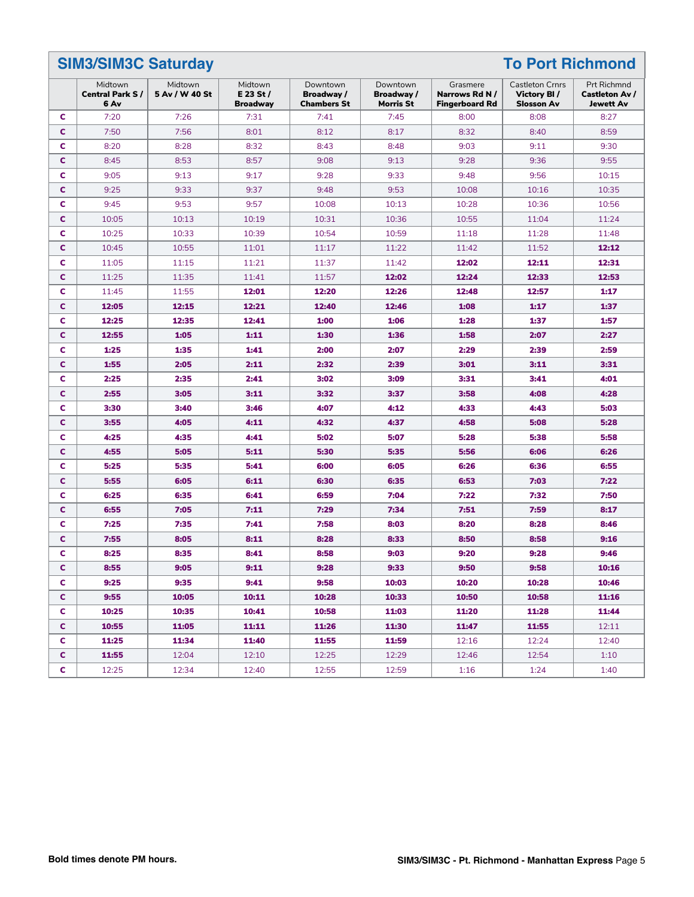## SIM3/SIM3C Saturday — To Port Richmond

| | Midtown Central Park S / 6 Av | Midtown 5 Av / W 40 St | Midtown E 23 St / Broadway | Downtown Broadway / Chambers St | Downtown Broadway / Morris St | Grasmere Narrows Rd N / Fingerboard Rd | Castleton Crnrs Victory Bl / Slosson Av | Prt Richmnd Castleton Av / Jewett Av |
|---|---|---|---|---|---|---|---|---|
| C | 7:20 | 7:26 | 7:31 | 7:41 | 7:45 | 8:00 | 8:08 | 8:27 |
| C | 7:50 | 7:56 | 8:01 | 8:12 | 8:17 | 8:32 | 8:40 | 8:59 |
| C | 8:20 | 8:28 | 8:32 | 8:43 | 8:48 | 9:03 | 9:11 | 9:30 |
| C | 8:45 | 8:53 | 8:57 | 9:08 | 9:13 | 9:28 | 9:36 | 9:55 |
| C | 9:05 | 9:13 | 9:17 | 9:28 | 9:33 | 9:48 | 9:56 | 10:15 |
| C | 9:25 | 9:33 | 9:37 | 9:48 | 9:53 | 10:08 | 10:16 | 10:35 |
| C | 9:45 | 9:53 | 9:57 | 10:08 | 10:13 | 10:28 | 10:36 | 10:56 |
| C | 10:05 | 10:13 | 10:19 | 10:31 | 10:36 | 10:55 | 11:04 | 11:24 |
| C | 10:25 | 10:33 | 10:39 | 10:54 | 10:59 | 11:18 | 11:28 | 11:48 |
| C | 10:45 | 10:55 | 11:01 | 11:17 | 11:22 | 11:42 | 11:52 | **12:12** |
| C | 11:05 | 11:15 | 11:21 | 11:37 | 11:42 | **12:02** | **12:11** | **12:31** |
| C | 11:25 | 11:35 | 11:41 | 11:57 | **12:02** | **12:24** | **12:33** | **12:53** |
| C | 11:45 | 11:55 | **12:01** | **12:20** | **12:26** | **12:48** | **12:57** | **1:17** |
| C | **12:05** | **12:15** | **12:21** | **12:40** | **12:46** | **1:08** | **1:17** | **1:37** |
| C | **12:25** | **12:35** | **12:41** | **1:00** | **1:06** | **1:28** | **1:37** | **1:57** |
| C | **12:55** | **1:05** | **1:11** | **1:30** | **1:36** | **1:58** | **2:07** | **2:27** |
| C | **1:25** | **1:35** | **1:41** | **2:00** | **2:07** | **2:29** | **2:39** | **2:59** |
| C | **1:55** | **2:05** | **2:11** | **2:32** | **2:39** | **3:01** | **3:11** | **3:31** |
| C | **2:25** | **2:35** | **2:41** | **3:02** | **3:09** | **3:31** | **3:41** | **4:01** |
| C | **2:55** | **3:05** | **3:11** | **3:32** | **3:37** | **3:58** | **4:08** | **4:28** |
| C | **3:30** | **3:40** | **3:46** | **4:07** | **4:12** | **4:33** | **4:43** | **5:03** |
| C | **3:55** | **4:05** | **4:11** | **4:32** | **4:37** | **4:58** | **5:08** | **5:28** |
| C | **4:25** | **4:35** | **4:41** | **5:02** | **5:07** | **5:28** | **5:38** | **5:58** |
| C | **4:55** | **5:05** | **5:11** | **5:30** | **5:35** | **5:56** | **6:06** | **6:26** |
| C | **5:25** | **5:35** | **5:41** | **6:00** | **6:05** | **6:26** | **6:36** | **6:55** |
| C | **5:55** | **6:05** | **6:11** | **6:30** | **6:35** | **6:53** | **7:03** | **7:22** |
| C | **6:25** | **6:35** | **6:41** | **6:59** | **7:04** | **7:22** | **7:32** | **7:50** |
| C | **6:55** | **7:05** | **7:11** | **7:29** | **7:34** | **7:51** | **7:59** | **8:17** |
| C | **7:25** | **7:35** | **7:41** | **7:58** | **8:03** | **8:20** | **8:28** | **8:46** |
| C | **7:55** | **8:05** | **8:11** | **8:28** | **8:33** | **8:50** | **8:58** | **9:16** |
| C | **8:25** | **8:35** | **8:41** | **8:58** | **9:03** | **9:20** | **9:28** | **9:46** |
| C | **8:55** | **9:05** | **9:11** | **9:28** | **9:33** | **9:50** | **9:58** | **10:16** |
| C | **9:25** | **9:35** | **9:41** | **9:58** | **10:03** | **10:20** | **10:28** | **10:46** |
| C | **9:55** | **10:05** | **10:11** | **10:28** | **10:33** | **10:50** | **10:58** | **11:16** |
| C | **10:25** | **10:35** | **10:41** | **10:58** | **11:03** | **11:20** | **11:28** | **11:44** |
| C | **10:55** | **11:05** | **11:11** | **11:26** | **11:30** | **11:47** | **11:55** | 12:11 |
| C | **11:25** | **11:34** | **11:40** | **11:55** | **11:59** | 12:16 | 12:24 | 12:40 |
| C | **11:55** | 12:04 | 12:10 | 12:25 | 12:29 | 12:46 | 12:54 | 1:10 |
| C | 12:25 | 12:34 | 12:40 | 12:55 | 12:59 | 1:16 | 1:24 | 1:40 |

**Bold times denote PM hours.**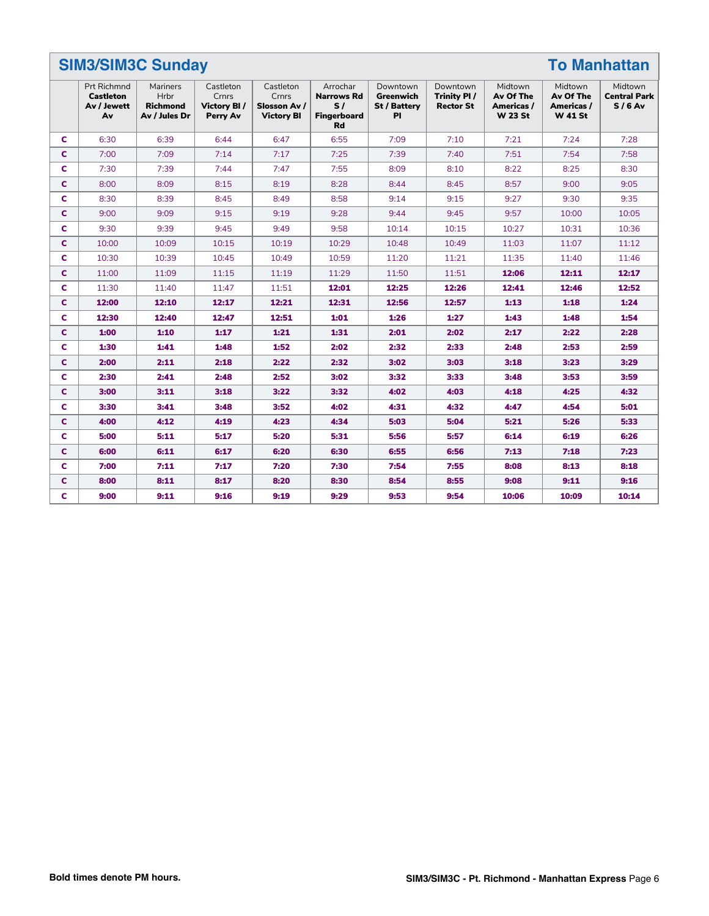## SIM3/SIM3C Sunday

## To Manhattan

| | Prt Richmnd **Castleton Av / Jewett Av** | Mariners Hrbr **Richmond Av / Jules Dr** | Castleton Crnrs **Victory Bl / Perry Av** | Castleton Crnrs **Slosson Av / Victory Bl** | Arrochar **Narrows Rd S / Fingerboard Rd** | Downtown **Greenwich St / Battery Pl** | Downtown **Trinity Pl / Rector St** | Midtown **Av Of The Americas / W 23 St** | Midtown **Av Of The Americas / W 41 St** | Midtown **Central Park S / 6 Av** |
|---|---|---|---|---|---|---|---|---|---|---|
| C | 6:30 | 6:39 | 6:44 | 6:47 | 6:55 | 7:09 | 7:10 | 7:21 | 7:24 | 7:28 |
| C | 7:00 | 7:09 | 7:14 | 7:17 | 7:25 | 7:39 | 7:40 | 7:51 | 7:54 | 7:58 |
| C | 7:30 | 7:39 | 7:44 | 7:47 | 7:55 | 8:09 | 8:10 | 8:22 | 8:25 | 8:30 |
| C | 8:00 | 8:09 | 8:15 | 8:19 | 8:28 | 8:44 | 8:45 | 8:57 | 9:00 | 9:05 |
| C | 8:30 | 8:39 | 8:45 | 8:49 | 8:58 | 9:14 | 9:15 | 9:27 | 9:30 | 9:35 |
| C | 9:00 | 9:09 | 9:15 | 9:19 | 9:28 | 9:44 | 9:45 | 9:57 | 10:00 | 10:05 |
| C | 9:30 | 9:39 | 9:45 | 9:49 | 9:58 | 10:14 | 10:15 | 10:27 | 10:31 | 10:36 |
| C | 10:00 | 10:09 | 10:15 | 10:19 | 10:29 | 10:48 | 10:49 | 11:03 | 11:07 | 11:12 |
| C | 10:30 | 10:39 | 10:45 | 10:49 | 10:59 | 11:20 | 11:21 | 11:35 | 11:40 | 11:46 |
| C | 11:00 | 11:09 | 11:15 | 11:19 | 11:29 | 11:50 | 11:51 | **12:06** | **12:11** | **12:17** |
| C | 11:30 | 11:40 | 11:47 | 11:51 | **12:01** | **12:25** | **12:26** | **12:41** | **12:46** | **12:52** |
| C | **12:00** | **12:10** | **12:17** | **12:21** | **12:31** | **12:56** | **12:57** | **1:13** | **1:18** | **1:24** |
| C | **12:30** | **12:40** | **12:47** | **12:51** | **1:01** | **1:26** | **1:27** | **1:43** | **1:48** | **1:54** |
| C | **1:00** | **1:10** | **1:17** | **1:21** | **1:31** | **2:01** | **2:02** | **2:17** | **2:22** | **2:28** |
| C | **1:30** | **1:41** | **1:48** | **1:52** | **2:02** | **2:32** | **2:33** | **2:48** | **2:53** | **2:59** |
| C | **2:00** | **2:11** | **2:18** | **2:22** | **2:32** | **3:02** | **3:03** | **3:18** | **3:23** | **3:29** |
| C | **2:30** | **2:41** | **2:48** | **2:52** | **3:02** | **3:32** | **3:33** | **3:48** | **3:53** | **3:59** |
| C | **3:00** | **3:11** | **3:18** | **3:22** | **3:32** | **4:02** | **4:03** | **4:18** | **4:25** | **4:32** |
| C | **3:30** | **3:41** | **3:48** | **3:52** | **4:02** | **4:31** | **4:32** | **4:47** | **4:54** | **5:01** |
| C | **4:00** | **4:12** | **4:19** | **4:23** | **4:34** | **5:03** | **5:04** | **5:21** | **5:26** | **5:33** |
| C | **5:00** | **5:11** | **5:17** | **5:20** | **5:31** | **5:56** | **5:57** | **6:14** | **6:19** | **6:26** |
| C | **6:00** | **6:11** | **6:17** | **6:20** | **6:30** | **6:55** | **6:56** | **7:13** | **7:18** | **7:23** |
| C | **7:00** | **7:11** | **7:17** | **7:20** | **7:30** | **7:54** | **7:55** | **8:08** | **8:13** | **8:18** |
| C | **8:00** | **8:11** | **8:17** | **8:20** | **8:30** | **8:54** | **8:55** | **9:08** | **9:11** | **9:16** |
| C | **9:00** | **9:11** | **9:16** | **9:19** | **9:29** | **9:53** | **9:54** | **10:06** | **10:09** | **10:14** |

**Bold times denote PM hours.**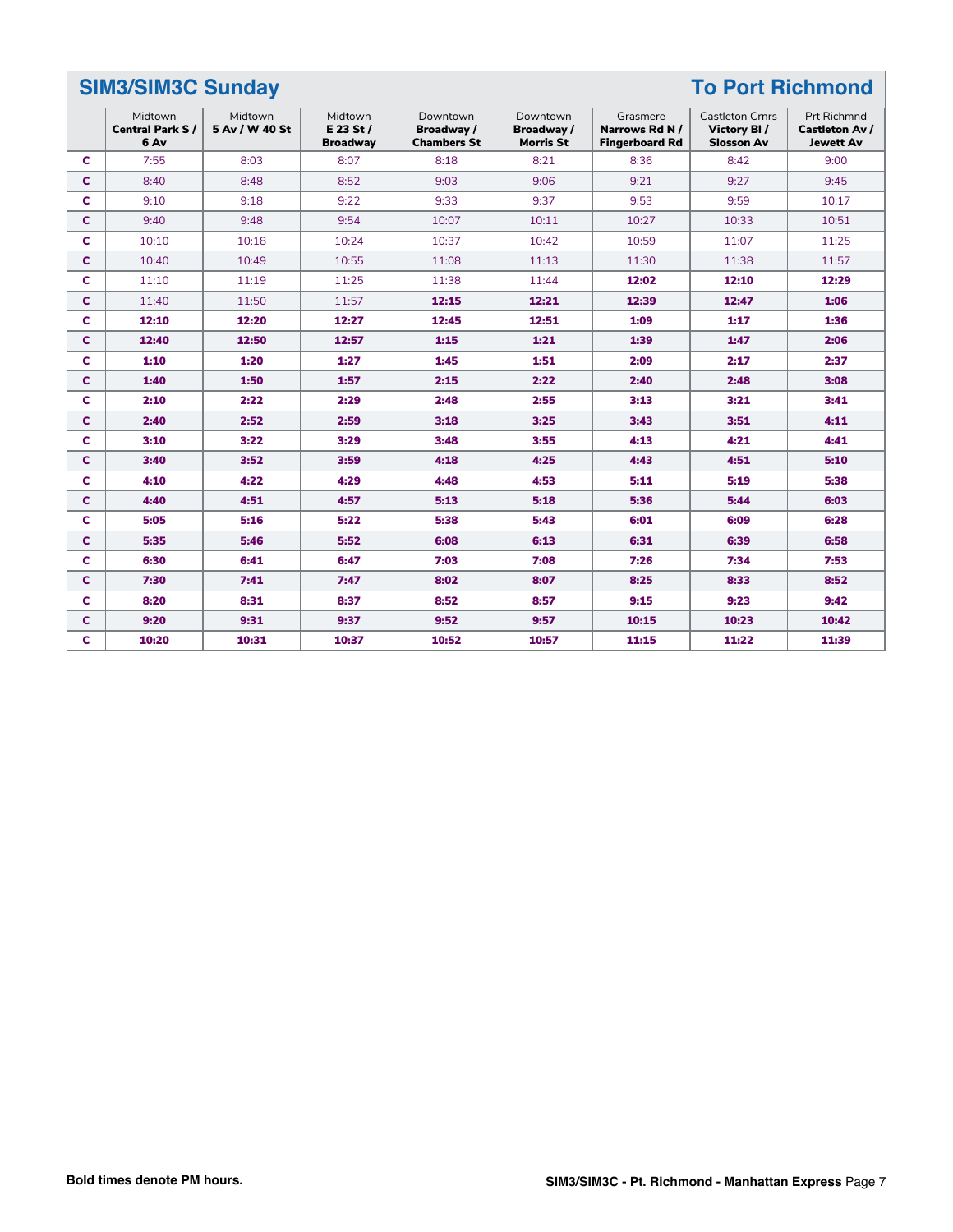## SIM3/SIM3C Sunday — To Port Richmond

| | Midtown Central Park S / 6 Av | Midtown 5 Av / W 40 St | Midtown E 23 St / Broadway | Downtown Broadway / Chambers St | Downtown Broadway / Morris St | Grasmere Narrows Rd N / Fingerboard Rd | Castleton Crnrs Victory Bl / Slosson Av | Prt Richmnd Castleton Av / Jewett Av |
|---|---|---|---|---|---|---|---|---|
| C | 7:55 | 8:03 | 8:07 | 8:18 | 8:21 | 8:36 | 8:42 | 9:00 |
| C | 8:40 | 8:48 | 8:52 | 9:03 | 9:06 | 9:21 | 9:27 | 9:45 |
| C | 9:10 | 9:18 | 9:22 | 9:33 | 9:37 | 9:53 | 9:59 | 10:17 |
| C | 9:40 | 9:48 | 9:54 | 10:07 | 10:11 | 10:27 | 10:33 | 10:51 |
| C | 10:10 | 10:18 | 10:24 | 10:37 | 10:42 | 10:59 | 11:07 | 11:25 |
| C | 10:40 | 10:49 | 10:55 | 11:08 | 11:13 | 11:30 | 11:38 | 11:57 |
| C | 11:10 | 11:19 | 11:25 | 11:38 | 11:44 | **12:02** | **12:10** | **12:29** |
| C | 11:40 | 11:50 | 11:57 | **12:15** | **12:21** | **12:39** | **12:47** | **1:06** |
| C | **12:10** | **12:20** | **12:27** | **12:45** | **12:51** | **1:09** | **1:17** | **1:36** |
| C | **12:40** | **12:50** | **12:57** | **1:15** | **1:21** | **1:39** | **1:47** | **2:06** |
| C | **1:10** | **1:20** | **1:27** | **1:45** | **1:51** | **2:09** | **2:17** | **2:37** |
| C | **1:40** | **1:50** | **1:57** | **2:15** | **2:22** | **2:40** | **2:48** | **3:08** |
| C | **2:10** | **2:22** | **2:29** | **2:48** | **2:55** | **3:13** | **3:21** | **3:41** |
| C | **2:40** | **2:52** | **2:59** | **3:18** | **3:25** | **3:43** | **3:51** | **4:11** |
| C | **3:10** | **3:22** | **3:29** | **3:48** | **3:55** | **4:13** | **4:21** | **4:41** |
| C | **3:40** | **3:52** | **3:59** | **4:18** | **4:25** | **4:43** | **4:51** | **5:10** |
| C | **4:10** | **4:22** | **4:29** | **4:48** | **4:53** | **5:11** | **5:19** | **5:38** |
| C | **4:40** | **4:51** | **4:57** | **5:13** | **5:18** | **5:36** | **5:44** | **6:03** |
| C | **5:05** | **5:16** | **5:22** | **5:38** | **5:43** | **6:01** | **6:09** | **6:28** |
| C | **5:35** | **5:46** | **5:52** | **6:08** | **6:13** | **6:31** | **6:39** | **6:58** |
| C | **6:30** | **6:41** | **6:47** | **7:03** | **7:08** | **7:26** | **7:34** | **7:53** |
| C | **7:30** | **7:41** | **7:47** | **8:02** | **8:07** | **8:25** | **8:33** | **8:52** |
| C | **8:20** | **8:31** | **8:37** | **8:52** | **8:57** | **9:15** | **9:23** | **9:42** |
| C | **9:20** | **9:31** | **9:37** | **9:52** | **9:57** | **10:15** | **10:23** | **10:42** |
| C | **10:20** | **10:31** | **10:37** | **10:52** | **10:57** | **11:15** | **11:22** | **11:39** |

**Bold times denote PM hours.**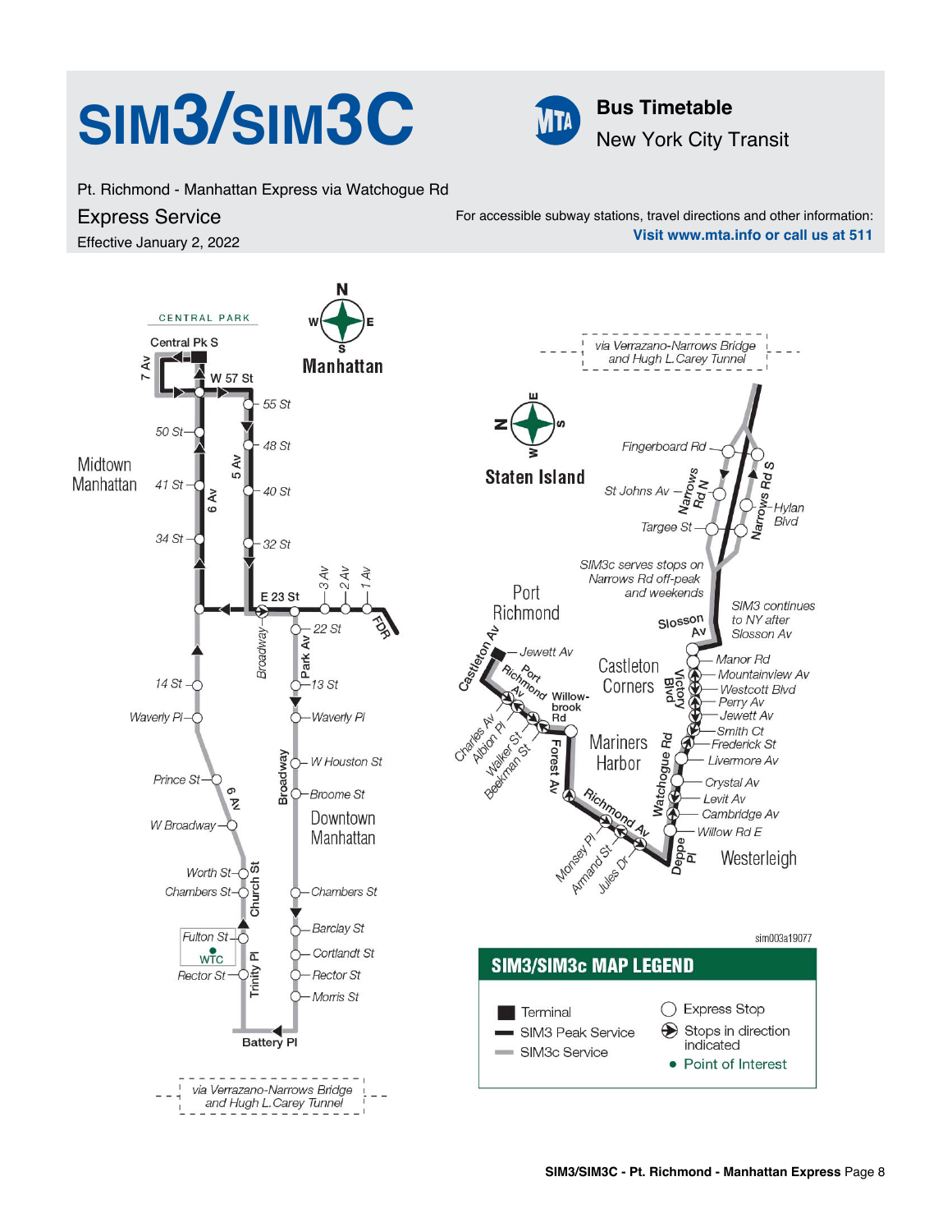# SIM3/SIM3C

**Bus Timetable**

New York City Transit

Pt. Richmond - Manhattan Express via Watchogue Rd

## Express Service

Effective January 2, 2022

For accessible subway stations, travel directions and other information:
**Visit www.mta.info or call us at 511**

### Manhattan

CENTRAL PARK

Central Pk S, 7 Av, W 57 St, 55 St, 50 St, 48 St, 41 St, 40 St, 34 St, 32 St, 6 Av, 5 Av, E 23 St, 3 Av, 2 Av, 1 Av, FDR, Broadway, Park Av, 22 St, 14 St, 13 St, Waverly Pl, Waverly Pl, W Houston St, Prince St, Broome St, W Broadway, 6 Av, Worth St, Chambers St, Church St, Chambers St, Barclay St, Fulton St, WTC, Cortlandt St, Rector St, Trinity Pl, Rector St, Morris St, Battery Pl

Midtown Manhattan

Downtown Manhattan

via Verrazano-Narrows Bridge and Hugh L.Carey Tunnel

### Staten Island

via Verrazano-Narrows Bridge and Hugh L.Carey Tunnel

Fingerboard Rd, St Johns Av, Narrows Rd N, Narrows Rd S, Hylan Blvd, Targee St

SIM3c serves stops on Narrows Rd off-peak and weekends

SIM3 continues to NY after Slosson Av

Slosson Av, Manor Rd, Mountainview Av, Westcott Blvd, Perry Av, Jewett Av, Smith Ct, Frederick St, Livermore Av, Crystal Av, Levit Av, Cambridge Av, Willow Rd E, Victory Blvd, Watchogue Rd, Deppe Pl

Port Richmond: Castleton Av, Jewett Av, Port Richmond Av, Charles Av, Albion Pl, Walker St, Beekman St, Willowbrook Rd, Forest Av, Richmond Av, Monsey Pl, Armand St, Jules Dr

Castleton Corners

Mariners Harbor

Westerleigh

sim003a19077

### SIM3/SIM3c MAP LEGEND

- Terminal
- SIM3 Peak Service
- SIM3c Service
- Express Stop
- Stops in direction indicated
- Point of Interest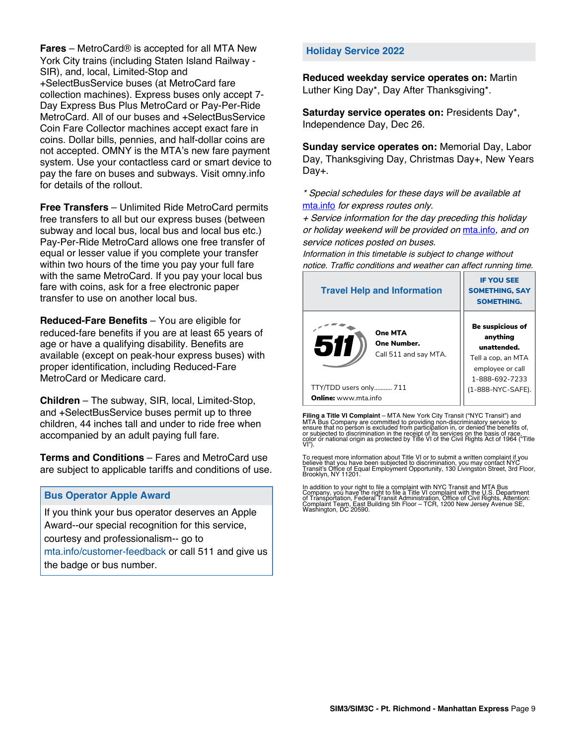**Fares** – MetroCard® is accepted for all MTA New York City trains (including Staten Island Railway - SIR), and, local, Limited-Stop and +SelectBusService buses (at MetroCard fare collection machines). Express buses only accept 7-Day Express Bus Plus MetroCard or Pay-Per-Ride MetroCard. All of our buses and +SelectBusService Coin Fare Collector machines accept exact fare in coins. Dollar bills, pennies, and half-dollar coins are not accepted. OMNY is the MTA's new fare payment system. Use your contactless card or smart device to pay the fare on buses and subways. Visit omny.info for details of the rollout.

**Free Transfers** – Unlimited Ride MetroCard permits free transfers to all but our express buses (between subway and local bus, local bus and local bus etc.) Pay-Per-Ride MetroCard allows one free transfer of equal or lesser value if you complete your transfer within two hours of the time you pay your full fare with the same MetroCard. If you pay your local bus fare with coins, ask for a free electronic paper transfer to use on another local bus.

**Reduced-Fare Benefits** – You are eligible for reduced-fare benefits if you are at least 65 years of age or have a qualifying disability. Benefits are available (except on peak-hour express buses) with proper identification, including Reduced-Fare MetroCard or Medicare card.

**Children** – The subway, SIR, local, Limited-Stop, and +SelectBusService buses permit up to three children, 44 inches tall and under to ride free when accompanied by an adult paying full fare.

**Terms and Conditions** – Fares and MetroCard use are subject to applicable tariffs and conditions of use.

## Bus Operator Apple Award

If you think your bus operator deserves an Apple Award--our special recognition for this service, courtesy and professionalism-- go to mta.info/customer-feedback or call 511 and give us the badge or bus number.

## Holiday Service 2022

**Reduced weekday service operates on:** Martin Luther King Day*, Day After Thanksgiving*.

**Saturday service operates on:** Presidents Day*, Independence Day, Dec 26.

**Sunday service operates on:** Memorial Day, Labor Day, Thanksgiving Day, Christmas Day+, New Years Day+.

*\* Special schedules for these days will be available at mta.info for express routes only.*

*+ Service information for the day preceding this holiday or holiday weekend will be provided on mta.info, and on service notices posted on buses.*

*Information in this timetable is subject to change without notice. Traffic conditions and weather can affect running time.*

## Travel Help and Information

511

**One MTA**
**One Number.**
Call 511 and say MTA.

TTY/TDD users only........... 711
**Online:** www.mta.info

## IF YOU SEE SOMETHING, SAY SOMETHING.

**Be suspicious of anything unattended.**
Tell a cop, an MTA employee or call 1-888-692-7233 (1-888-NYC-SAFE).

**Filing a Title VI Complaint** – MTA New York City Transit ("NYC Transit") and MTA Bus Company are committed to providing non-discriminatory service to ensure that no person is excluded from participation in, or denied the benefits of, or subjected to discrimination in the receipt of its services on the basis of race, color or national origin as protected by Title VI of the Civil Rights Act of 1964 ("Title VI").

To request more information about Title VI or to submit a written complaint if you believe that you have been subjected to discrimination, you may contact NYC Transit's Office of Equal Employment Opportunity, 130 Livingston Street, 3rd Floor, Brooklyn, NY 11201.

In addition to your right to file a complaint with NYC Transit and MTA Bus Company, you have the right to file a Title VI complaint with the U.S. Department of Transportation, Federal Transit Administration, Office of Civil Rights, Attention: Complaint Team, East Building 5th Floor – TCR, 1200 New Jersey Avenue SE, Washington, DC 20590.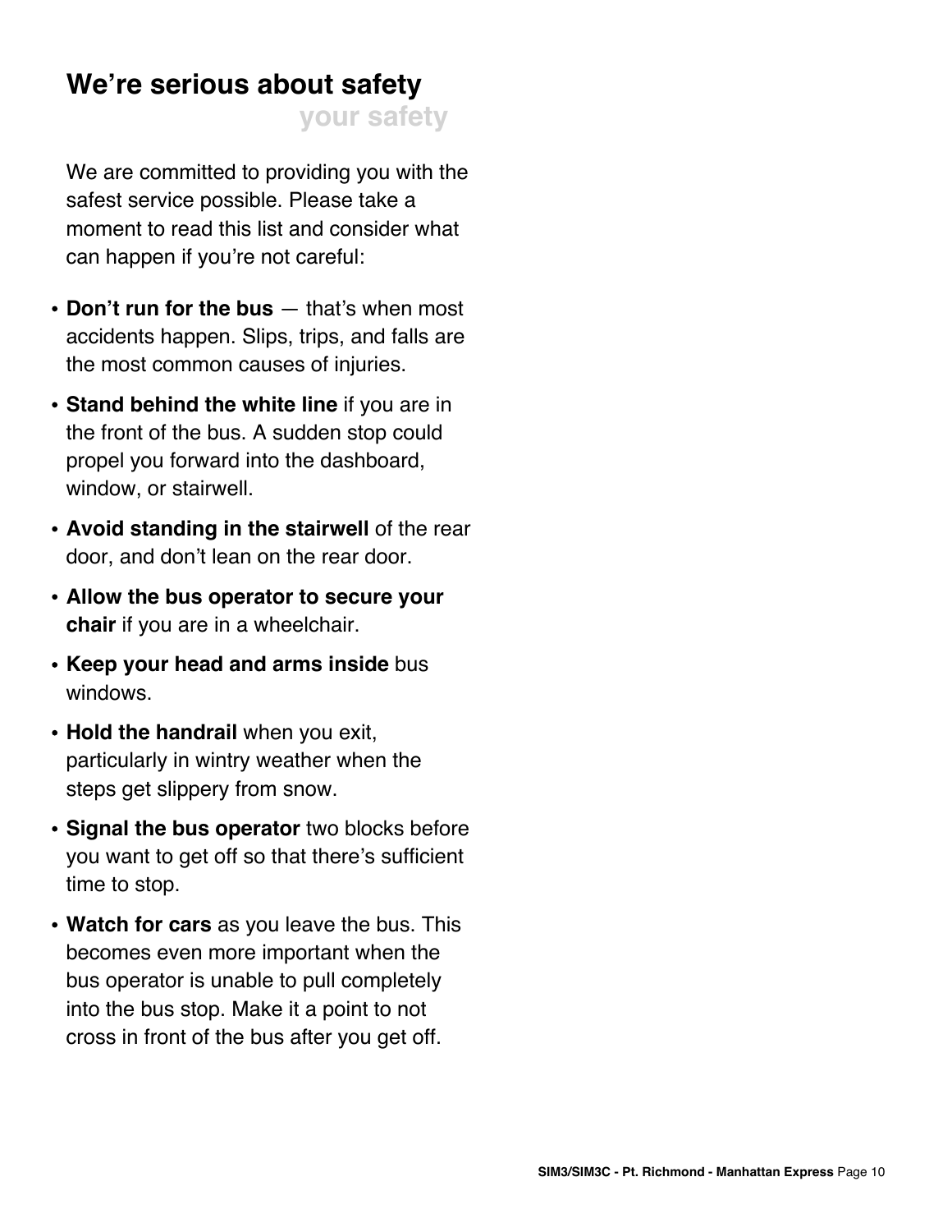# We're serious about safety

## your safety

We are committed to providing you with the safest service possible. Please take a moment to read this list and consider what can happen if you're not careful:

- **Don't run for the bus** — that's when most accidents happen. Slips, trips, and falls are the most common causes of injuries.
- **Stand behind the white line** if you are in the front of the bus. A sudden stop could propel you forward into the dashboard, window, or stairwell.
- **Avoid standing in the stairwell** of the rear door, and don't lean on the rear door.
- **Allow the bus operator to secure your chair** if you are in a wheelchair.
- **Keep your head and arms inside** bus windows.
- **Hold the handrail** when you exit, particularly in wintry weather when the steps get slippery from snow.
- **Signal the bus operator** two blocks before you want to get off so that there's sufficient time to stop.
- **Watch for cars** as you leave the bus. This becomes even more important when the bus operator is unable to pull completely into the bus stop. Make it a point to not cross in front of the bus after you get off.